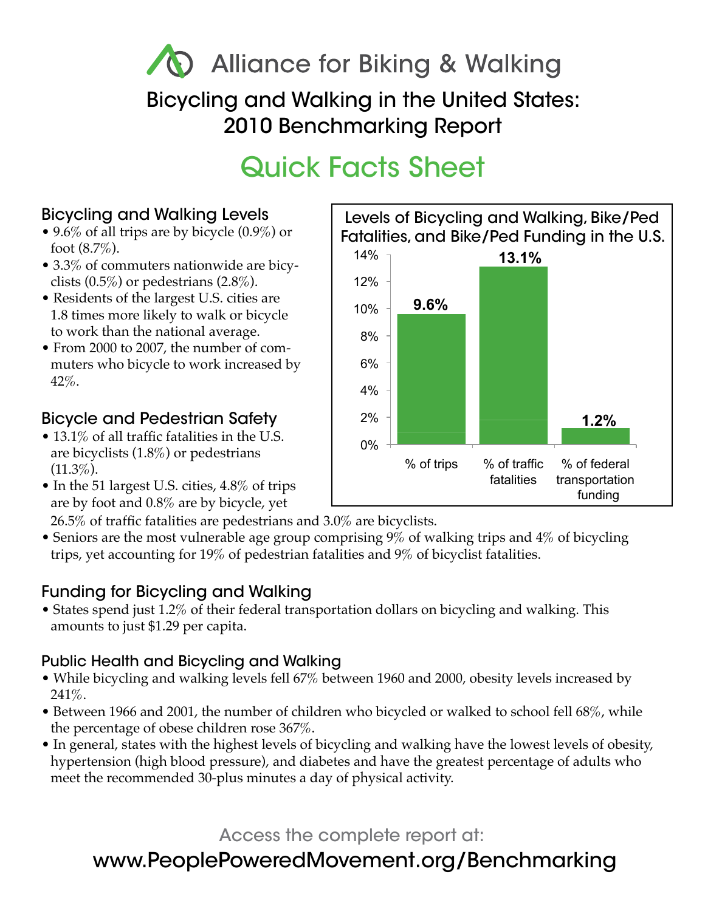# Alliance for Biking & Walking

## Bicycling and Walking in the United States: 2010 Benchmarking Report

# Quick Facts Sheet

### Bicycling and Walking Levels

- 9.6% of all trips are by bicycle (0.9%) or foot (8.7%).
- 3.3% of commuters nationwide are bicyclists (0.5%) or pedestrians (2.8%).
- Residents of the largest U.S. cities are 1.8 times more likely to walk or bicycle to work than the national average.
- From 2000 to 2007, the number of commuters who bicycle to work increased by 42%.

**Levels of Bicycling and Walking, Bike/Ped Fatalities, and Bike/Ped Funding in the U.S.**

| Category | Value |
|---|---|
| % of trips | 9.6% |
| % of traffic fatalities | 13.1% |
| % of federal transportation funding | 1.2% |

### Bicycle and Pedestrian Safety

- 13.1% of all traffic fatalities in the U.S. are bicyclists (1.8%) or pedestrians (11.3%).
- In the 51 largest U.S. cities, 4.8% of trips are by foot and 0.8% are by bicycle, yet 26.5% of traffic fatalities are pedestrians and 3.0% are bicyclists.
- Seniors are the most vulnerable age group comprising 9% of walking trips and 4% of bicycling trips, yet accounting for 19% of pedestrian fatalities and 9% of bicyclist fatalities.

### Funding for Bicycling and Walking

- States spend just 1.2% of their federal transportation dollars on bicycling and walking. This amounts to just $1.29 per capita.

### Public Health and Bicycling and Walking

- While bicycling and walking levels fell 67% between 1960 and 2000, obesity levels increased by 241%.
- Between 1966 and 2001, the number of children who bicycled or walked to school fell 68%, while the percentage of obese children rose 367%.
- In general, states with the highest levels of bicycling and walking have the lowest levels of obesity, hypertension (high blood pressure), and diabetes and have the greatest percentage of adults who meet the recommended 30-plus minutes a day of physical activity.

Access the complete report at:

www.PeoplePoweredMovement.org/Benchmarking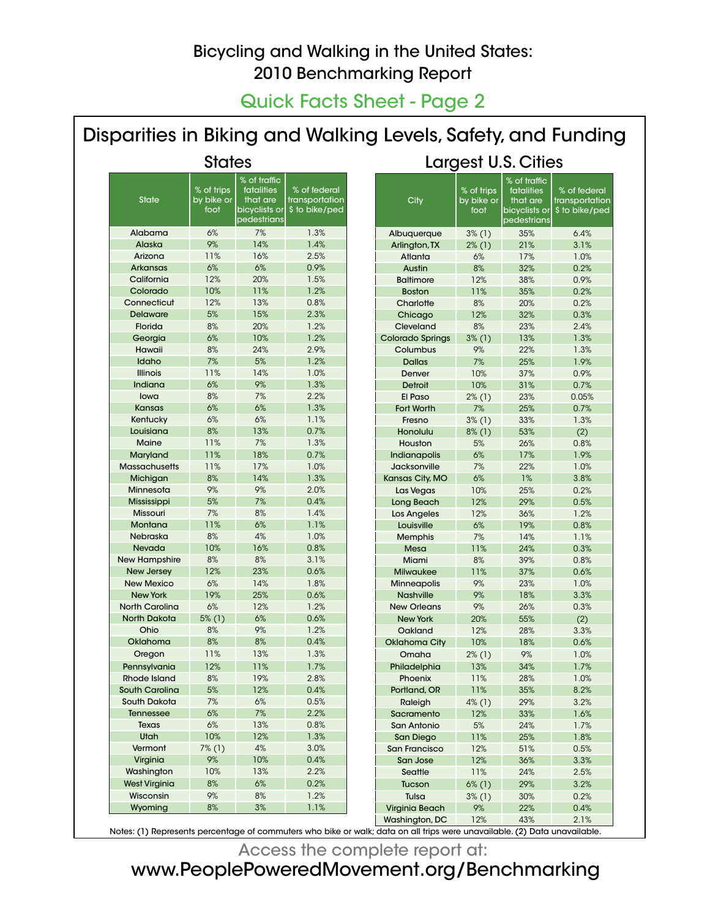# Bicycling and Walking in the United States: 2010 Benchmarking Report

## Quick Facts Sheet - Page 2

## Disparities in Biking and Walking Levels, Safety, and Funding

### States

| State | % of trips by bike or foot | % of traffic fatalities that are bicyclists or pedestrians | % of federal transportation $ to bike/ped |
|---|---|---|---|
| Alabama | 6% | 7% | 1.3% |
| Alaska | 9% | 14% | 1.4% |
| Arizona | 11% | 16% | 2.5% |
| Arkansas | 6% | 6% | 0.9% |
| California | 12% | 20% | 1.5% |
| Colorado | 10% | 11% | 1.2% |
| Connecticut | 12% | 13% | 0.8% |
| Delaware | 5% | 15% | 2.3% |
| Florida | 8% | 20% | 1.2% |
| Georgia | 6% | 10% | 1.2% |
| Hawaii | 8% | 24% | 2.9% |
| Idaho | 7% | 5% | 1.2% |
| Illinois | 11% | 14% | 1.0% |
| Indiana | 6% | 9% | 1.3% |
| Iowa | 8% | 7% | 2.2% |
| Kansas | 6% | 6% | 1.3% |
| Kentucky | 6% | 6% | 1.1% |
| Louisiana | 8% | 13% | 0.7% |
| Maine | 11% | 7% | 1.3% |
| Maryland | 11% | 18% | 0.7% |
| Massachusetts | 11% | 17% | 1.0% |
| Michigan | 8% | 14% | 1.3% |
| Minnesota | 9% | 9% | 2.0% |
| Mississippi | 5% | 7% | 0.4% |
| Missouri | 7% | 8% | 1.4% |
| Montana | 11% | 6% | 1.1% |
| Nebraska | 8% | 4% | 1.0% |
| Nevada | 10% | 16% | 0.8% |
| New Hampshire | 8% | 8% | 3.1% |
| New Jersey | 12% | 23% | 0.6% |
| New Mexico | 6% | 14% | 1.8% |
| New York | 19% | 25% | 0.6% |
| North Carolina | 6% | 12% | 1.2% |
| North Dakota | 5% (1) | 6% | 0.6% |
| Ohio | 8% | 9% | 1.2% |
| Oklahoma | 8% | 8% | 0.4% |
| Oregon | 11% | 13% | 1.3% |
| Pennsylvania | 12% | 11% | 1.7% |
| Rhode Island | 8% | 19% | 2.8% |
| South Carolina | 5% | 12% | 0.4% |
| South Dakota | 7% | 6% | 0.5% |
| Tennessee | 6% | 7% | 2.2% |
| Texas | 6% | 13% | 0.8% |
| Utah | 10% | 12% | 1.3% |
| Vermont | 7% (1) | 4% | 3.0% |
| Virginia | 9% | 10% | 0.4% |
| Washington | 10% | 13% | 2.2% |
| West Virginia | 8% | 6% | 0.2% |
| Wisconsin | 9% | 8% | 1.2% |
| Wyoming | 8% | 3% | 1.1% |

### Largest U.S. Cities

| City | % of trips by bike or foot | % of traffic fatalities that are bicyclists or pedestrians | % of federal transportation $ to bike/ped |
|---|---|---|---|
| Albuquerque | 3% (1) | 35% | 6.4% |
| Arlington, TX | 2% (1) | 21% | 3.1% |
| Atlanta | 6% | 17% | 1.0% |
| Austin | 8% | 32% | 0.2% |
| Baltimore | 12% | 38% | 0.9% |
| Boston | 11% | 35% | 0.2% |
| Charlotte | 8% | 20% | 0.2% |
| Chicago | 12% | 32% | 0.3% |
| Cleveland | 8% | 23% | 2.4% |
| Colorado Springs | 3% (1) | 13% | 1.3% |
| Columbus | 9% | 22% | 1.3% |
| Dallas | 7% | 25% | 1.9% |
| Denver | 10% | 37% | 0.9% |
| Detroit | 10% | 31% | 0.7% |
| El Paso | 2% (1) | 23% | 0.05% |
| Fort Worth | 7% | 25% | 0.7% |
| Fresno | 3% (1) | 33% | 1.3% |
| Honolulu | 8% (1) | 53% | (2) |
| Houston | 5% | 26% | 0.8% |
| Indianapolis | 6% | 17% | 1.9% |
| Jacksonville | 7% | 22% | 1.0% |
| Kansas City, MO | 6% | 1% | 3.8% |
| Las Vegas | 10% | 25% | 0.2% |
| Long Beach | 12% | 29% | 0.5% |
| Los Angeles | 12% | 36% | 1.2% |
| Louisville | 6% | 19% | 0.8% |
| Memphis | 7% | 14% | 1.1% |
| Mesa | 11% | 24% | 0.3% |
| Miami | 8% | 39% | 0.8% |
| Milwaukee | 11% | 37% | 0.6% |
| Minneapolis | 9% | 23% | 1.0% |
| Nashville | 9% | 18% | 3.3% |
| New Orleans | 9% | 26% | 0.3% |
| New York | 20% | 55% | (2) |
| Oakland | 12% | 28% | 3.3% |
| Oklahoma City | 10% | 18% | 0.6% |
| Omaha | 2% (1) | 9% | 1.0% |
| Philadelphia | 13% | 34% | 1.7% |
| Phoenix | 11% | 28% | 1.0% |
| Portland, OR | 11% | 35% | 8.2% |
| Raleigh | 4% (1) | 29% | 3.2% |
| Sacramento | 12% | 33% | 1.6% |
| San Antonio | 5% | 24% | 1.7% |
| San Diego | 11% | 25% | 1.8% |
| San Francisco | 12% | 51% | 0.5% |
| San Jose | 12% | 36% | 3.3% |
| Seattle | 11% | 24% | 2.5% |
| Tucson | 6% (1) | 29% | 3.2% |
| Tulsa | 3% (1) | 30% | 0.2% |
| Virginia Beach | 9% | 22% | 0.4% |
| Washington, DC | 12% | 43% | 2.1% |

Notes: (1) Represents percentage of commuters who bike or walk; data on all trips were unavailable. (2) Data unavailable.

Access the complete report at:

www.PeoplePoweredMovement.org/Benchmarking